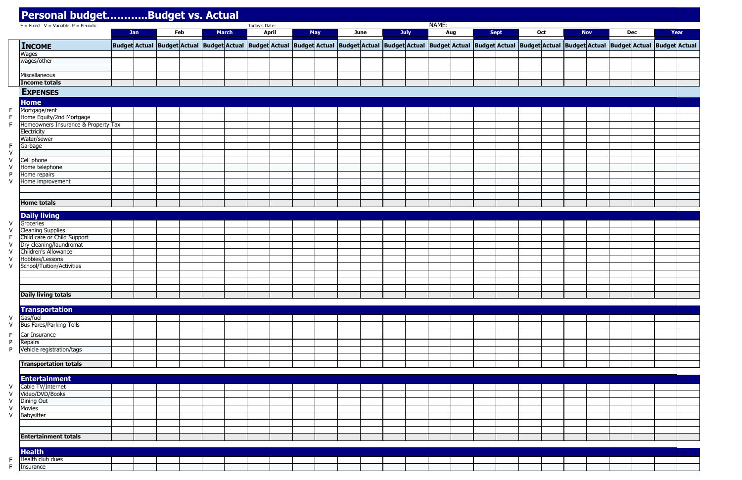# Personal budget...........Budget vs. Actual

F = Fixed V = Variable P = Periodic

Today's Date:

NAME: ______________________________

| | | Jan | | Feb | | March | | April | | May | | June | | July | | Aug | | Sept | | Oct | | Nov | | Dec | | Year | |
|---|---|---|---|---|---|---|---|---|---|---|---|---|---|---|---|---|---|---|---|---|---|---|---|---|---|---|---|
| | **INCOME** | Budget | Actual | Budget | Actual | Budget | Actual | Budget | Actual | Budget | Actual | Budget | Actual | Budget | Actual | Budget | Actual | Budget | Actual | Budget | Actual | Budget | Actual | Budget | Actual | Budget | Actual |
| | Wages | | | | | | | | | | | | | | | | | | | | | | | | | | |
| | wages/other | | | | | | | | | | | | | | | | | | | | | | | | | | |
| | | | | | | | | | | | | | | | | | | | | | | | | | | | |
| | Miscellaneous | | | | | | | | | | | | | | | | | | | | | | | | | | |
| | **Income totals** | | | | | | | | | | | | | | | | | | | | | | | | | | |
| | **EXPENSES** | | | | | | | | | | | | | | | | | | | | | | | | | | |
| | **Home** | | | | | | | | | | | | | | | | | | | | | | | | | | |
| F | Mortgage/rent | | | | | | | | | | | | | | | | | | | | | | | | | | |
| F | Home Equity/2nd Mortgage | | | | | | | | | | | | | | | | | | | | | | | | | | |
| F | Homeowners Insurance & Property Tax | | | | | | | | | | | | | | | | | | | | | | | | | | |
| | Electricity | | | | | | | | | | | | | | | | | | | | | | | | | | |
| | Water/sewer | | | | | | | | | | | | | | | | | | | | | | | | | | |
| F | Garbage | | | | | | | | | | | | | | | | | | | | | | | | | | |
| V | | | | | | | | | | | | | | | | | | | | | | | | | | | |
| V | Cell phone | | | | | | | | | | | | | | | | | | | | | | | | | | |
| V | Home telephone | | | | | | | | | | | | | | | | | | | | | | | | | | |
| P | Home repairs | | | | | | | | | | | | | | | | | | | | | | | | | | |
| V | Home improvement | | | | | | | | | | | | | | | | | | | | | | | | | | |
| | | | | | | | | | | | | | | | | | | | | | | | | | | | |
| | | | | | | | | | | | | | | | | | | | | | | | | | | | |
| | **Home totals** | | | | | | | | | | | | | | | | | | | | | | | | | | |
| | **Daily living** | | | | | | | | | | | | | | | | | | | | | | | | | | |
| V | Groceries | | | | | | | | | | | | | | | | | | | | | | | | | | |
| V | Cleaning Supplies | | | | | | | | | | | | | | | | | | | | | | | | | | |
| F | Child care or Child Support | | | | | | | | | | | | | | | | | | | | | | | | | | |
| V | Dry cleaning/laundromat | | | | | | | | | | | | | | | | | | | | | | | | | | |
| V | Children's Allowance | | | | | | | | | | | | | | | | | | | | | | | | | | |
| V | Hobbies/Lessons | | | | | | | | | | | | | | | | | | | | | | | | | | |
| V | School/Tuition/Activities | | | | | | | | | | | | | | | | | | | | | | | | | | |
| | | | | | | | | | | | | | | | | | | | | | | | | | | | |
| | | | | | | | | | | | | | | | | | | | | | | | | | | | |
| | | | | | | | | | | | | | | | | | | | | | | | | | | | |
| | **Daily living totals** | | | | | | | | | | | | | | | | | | | | | | | | | | |
| | **Transportation** | | | | | | | | | | | | | | | | | | | | | | | | | | |
| V | Gas/fuel | | | | | | | | | | | | | | | | | | | | | | | | | | |
| V | Bus Fares/Parking Tolls | | | | | | | | | | | | | | | | | | | | | | | | | | |
| F | Car Insurance | | | | | | | | | | | | | | | | | | | | | | | | | | |
| P | Repairs | | | | | | | | | | | | | | | | | | | | | | | | | | |
| P | Vehicle registration/tags | | | | | | | | | | | | | | | | | | | | | | | | | | |
| | | | | | | | | | | | | | | | | | | | | | | | | | | | |
| | **Transportation totals** | | | | | | | | | | | | | | | | | | | | | | | | | | |
| | **Entertainment** | | | | | | | | | | | | | | | | | | | | | | | | | | |
| V | Cable TV/Internet | | | | | | | | | | | | | | | | | | | | | | | | | | |
| V | Video/DVD/Books | | | | | | | | | | | | | | | | | | | | | | | | | | |
| V | Dining Out | | | | | | | | | | | | | | | | | | | | | | | | | | |
| V | Movies | | | | | | | | | | | | | | | | | | | | | | | | | | |
| V | Babysitter | | | | | | | | | | | | | | | | | | | | | | | | | | |
| | | | | | | | | | | | | | | | | | | | | | | | | | | | |
| | | | | | | | | | | | | | | | | | | | | | | | | | | | |
| | **Entertainment totals** | | | | | | | | | | | | | | | | | | | | | | | | | | |
| | **Health** | | | | | | | | | | | | | | | | | | | | | | | | | | |
| F | Health club dues | | | | | | | | | | | | | | | | | | | | | | | | | | |
| F | Insurance | | | | | | | | | | | | | | | | | | | | | | | | | | |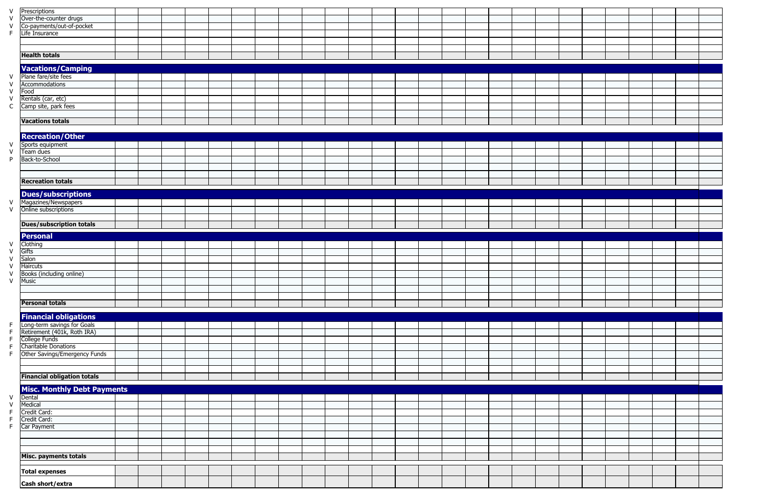| | | | | | | | | | | | | | | | | | | | | | | | | | | |
|---|---|---|---|---|---|---|---|---|---|---|---|---|---|---|---|---|---|---|---|---|---|---|---|---|---|---|
| V | Prescriptions | | | | | | | | | | | | | | | | | | | | | | | | | |
| V | Over-the-counter drugs | | | | | | | | | | | | | | | | | | | | | | | | | |
| V | Co-payments/out-of-pocket | | | | | | | | | | | | | | | | | | | | | | | | | |
| F | Life Insurance | | | | | | | | | | | | | | | | | | | | | | | | | |
| | | | | | | | | | | | | | | | | | | | | | | | | | | |
| | | | | | | | | | | | | | | | | | | | | | | | | | | |
| | **Health totals** | | | | | | | | | | | | | | | | | | | | | | | | | |
| | **Vacations/Camping** | | | | | | | | | | | | | | | | | | | | | | | | | |
| V | Plane fare/site fees | | | | | | | | | | | | | | | | | | | | | | | | | |
| V | Accommodations | | | | | | | | | | | | | | | | | | | | | | | | | |
| V | Food | | | | | | | | | | | | | | | | | | | | | | | | | |
| V | Rentals (car, etc) | | | | | | | | | | | | | | | | | | | | | | | | | |
| C | Camp site, park fees | | | | | | | | | | | | | | | | | | | | | | | | | |
| | | | | | | | | | | | | | | | | | | | | | | | | | | |
| | **Vacations totals** | | | | | | | | | | | | | | | | | | | | | | | | | |
| | **Recreation/Other** | | | | | | | | | | | | | | | | | | | | | | | | | |
| V | Sports equipment | | | | | | | | | | | | | | | | | | | | | | | | | |
| V | Team dues | | | | | | | | | | | | | | | | | | | | | | | | | |
| P | Back-to-School | | | | | | | | | | | | | | | | | | | | | | | | | |
| | | | | | | | | | | | | | | | | | | | | | | | | | | |
| | | | | | | | | | | | | | | | | | | | | | | | | | | |
| | **Recreation totals** | | | | | | | | | | | | | | | | | | | | | | | | | |
| | **Dues/subscriptions** | | | | | | | | | | | | | | | | | | | | | | | | | |
| V | Magazines/Newspapers | | | | | | | | | | | | | | | | | | | | | | | | | |
| V | Online subscriptions | | | | | | | | | | | | | | | | | | | | | | | | | |
| | | | | | | | | | | | | | | | | | | | | | | | | | | |
| | **Dues/subscription totals** | | | | | | | | | | | | | | | | | | | | | | | | | |
| | **Personal** | | | | | | | | | | | | | | | | | | | | | | | | | |
| V | Clothing | | | | | | | | | | | | | | | | | | | | | | | | | |
| V | Gifts | | | | | | | | | | | | | | | | | | | | | | | | | |
| V | Salon | | | | | | | | | | | | | | | | | | | | | | | | | |
| V | Haircuts | | | | | | | | | | | | | | | | | | | | | | | | | |
| V | Books (including online) | | | | | | | | | | | | | | | | | | | | | | | | | |
| V | Music | | | | | | | | | | | | | | | | | | | | | | | | | |
| | | | | | | | | | | | | | | | | | | | | | | | | | | |
| | | | | | | | | | | | | | | | | | | | | | | | | | | |
| | **Personal totals** | | | | | | | | | | | | | | | | | | | | | | | | | |
| | **Financial obligations** | | | | | | | | | | | | | | | | | | | | | | | | | |
| F | Long-term savings for Goals | | | | | | | | | | | | | | | | | | | | | | | | | |
| F | Retirement (401k, Roth IRA) | | | | | | | | | | | | | | | | | | | | | | | | | |
| F | College Funds | | | | | | | | | | | | | | | | | | | | | | | | | |
| F | Charitable Donations | | | | | | | | | | | | | | | | | | | | | | | | | |
| F | Other Savings/Emergency Funds | | | | | | | | | | | | | | | | | | | | | | | | | |
| | | | | | | | | | | | | | | | | | | | | | | | | | | |
| | | | | | | | | | | | | | | | | | | | | | | | | | | |
| | **Financial obligation totals** | | | | | | | | | | | | | | | | | | | | | | | | | |
| | **Misc. Monthly Debt Payments** | | | | | | | | | | | | | | | | | | | | | | | | | |
| V | Dental | | | | | | | | | | | | | | | | | | | | | | | | | |
| V | Medical | | | | | | | | | | | | | | | | | | | | | | | | | |
| F | Credit Card: | | | | | | | | | | | | | | | | | | | | | | | | | |
| F | Credit Card: | | | | | | | | | | | | | | | | | | | | | | | | | |
| F | Car Payment | | | | | | | | | | | | | | | | | | | | | | | | | |
| | | | | | | | | | | | | | | | | | | | | | | | | | | |
| | | | | | | | | | | | | | | | | | | | | | | | | | | |
| | | | | | | | | | | | | | | | | | | | | | | | | | | |
| | **Misc. payments totals** | | | | | | | | | | | | | | | | | | | | | | | | | |
| | **Total expenses** | | | | | | | | | | | | | | | | | | | | | | | | | |
| | **Cash short/extra** | | | | | | | | | | | | | | | | | | | | | | | | | |